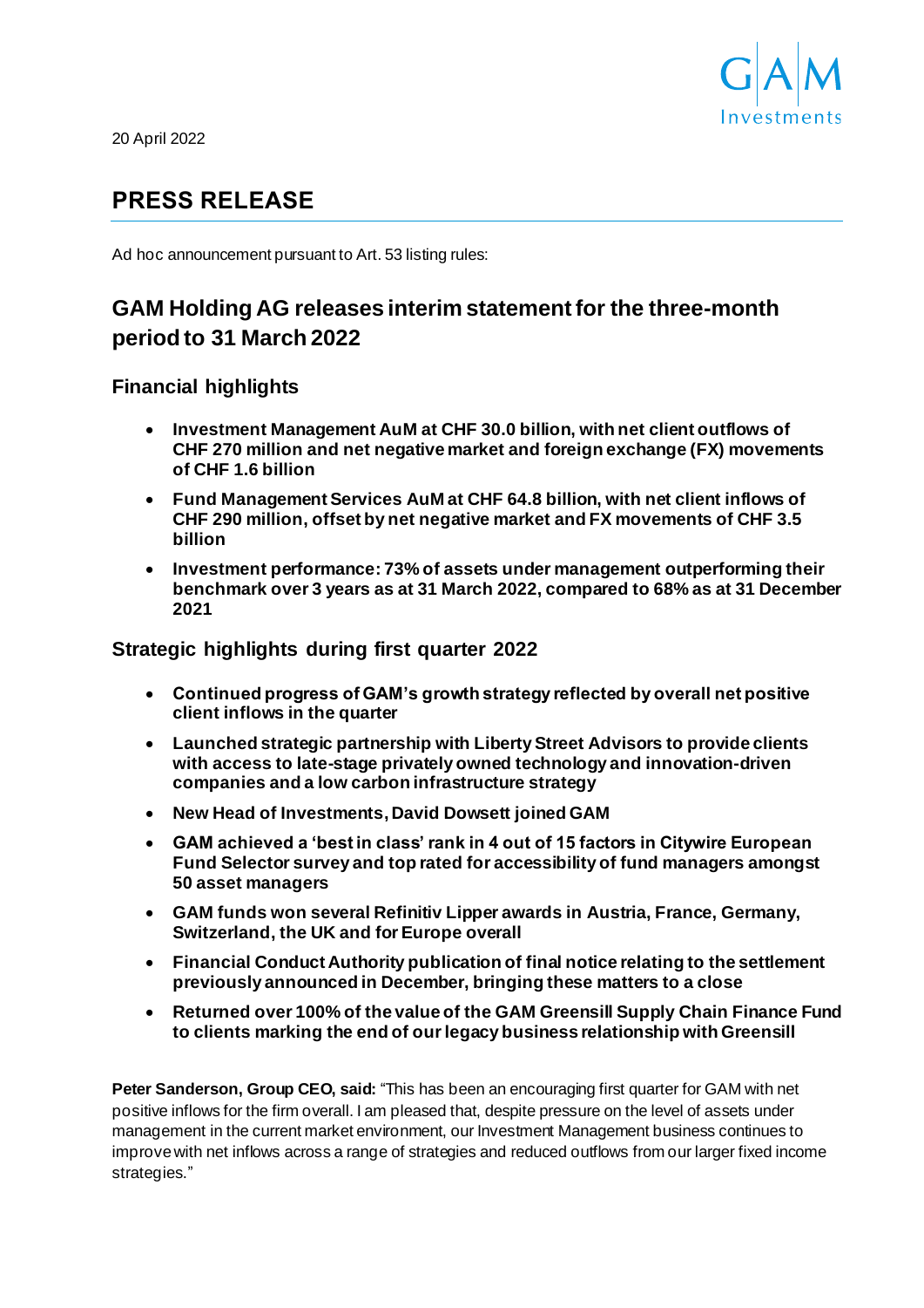20 April 2022

# PRESS RELEASE

Ad hoc announcement pursuant to Art. 53 listing rules:

## GAM Holding AG releases interim statement for the three-month period to 31 March 2022

### Financial highlights

- **Investment Management AuM at CHF 30.0 billion, with net client outflows of CHF 270 million and net negative market and foreign exchange (FX) movements of CHF 1.6 billion**
- **Fund Management Services AuM at CHF 64.8 billion, with net client inflows of CHF 290 million, offset by net negative market and FX movements of CHF 3.5 billion**
- **Investment performance: 73% of assets under management outperforming their benchmark over 3 years as at 31 March 2022, compared to 68% as at 31 December 2021**

### Strategic highlights during first quarter 2022

- **Continued progress of GAM's growth strategy reflected by overall net positive client inflows in the quarter**
- **Launched strategic partnership with Liberty Street Advisors to provide clients with access to late-stage privately owned technology and innovation-driven companies and a low carbon infrastructure strategy**
- **New Head of Investments, David Dowsett joined GAM**
- **GAM achieved a 'best in class' rank in 4 out of 15 factors in Citywire European Fund Selector survey and top rated for accessibility of fund managers amongst 50 asset managers**
- **GAM funds won several Refinitiv Lipper awards in Austria, France, Germany, Switzerland, the UK and for Europe overall**
- **Financial Conduct Authority publication of final notice relating to the settlement previously announced in December, bringing these matters to a close**
- **Returned over 100% of the value of the GAM Greensill Supply Chain Finance Fund to clients marking the end of our legacy business relationship with Greensill**

**Peter Sanderson, Group CEO, said:** "This has been an encouraging first quarter for GAM with net positive inflows for the firm overall. I am pleased that, despite pressure on the level of assets under management in the current market environment, our Investment Management business continues to improve with net inflows across a range of strategies and reduced outflows from our larger fixed income strategies."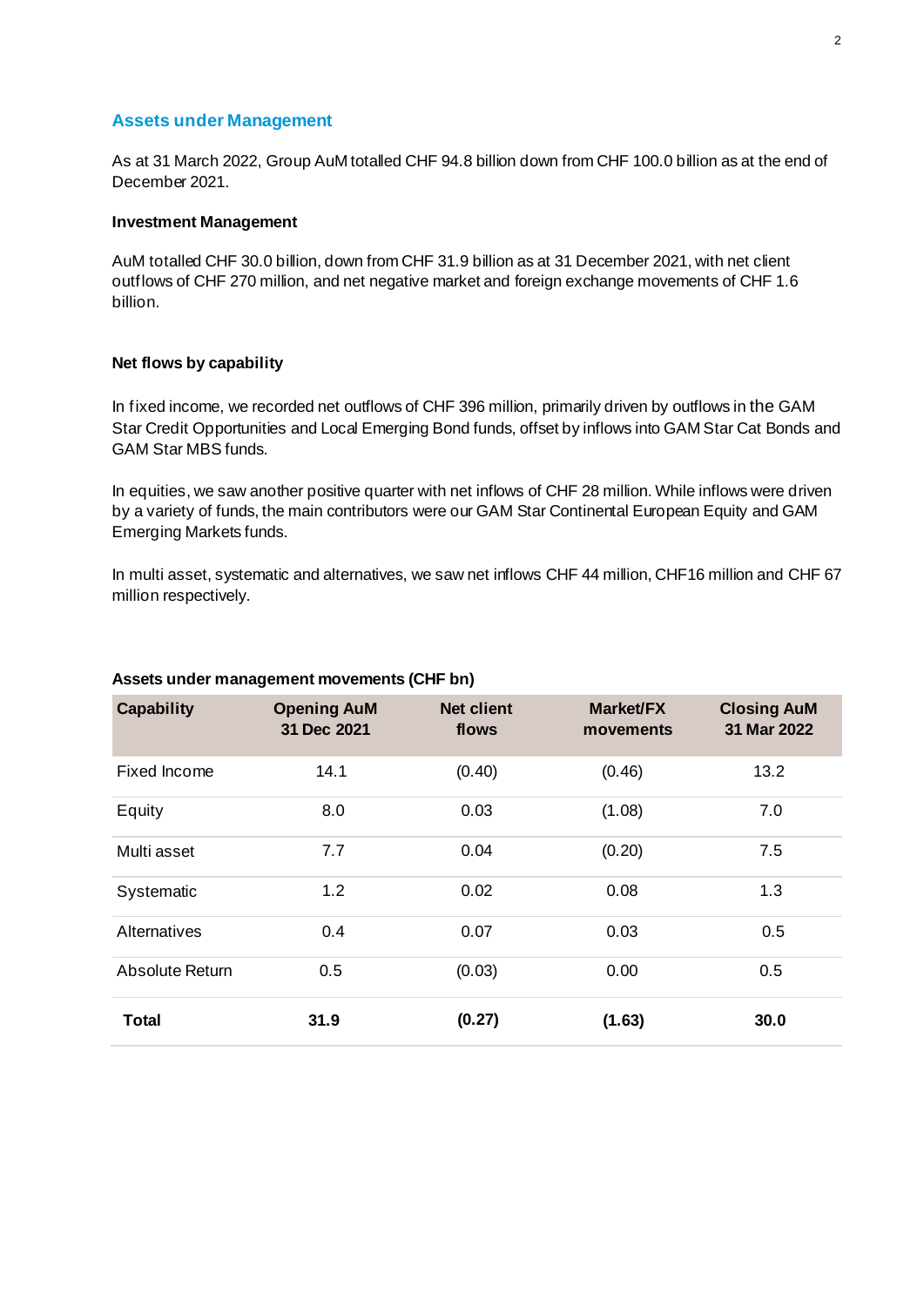## Assets under Management

As at 31 March 2022, Group AuM totalled CHF 94.8 billion down from CHF 100.0 billion as at the end of December 2021.

**Investment Management**

AuM totalled CHF 30.0 billion, down from CHF 31.9 billion as at 31 December 2021, with net client outflows of CHF 270 million, and net negative market and foreign exchange movements of CHF 1.6 billion.

**Net flows by capability**

In fixed income, we recorded net outflows of CHF 396 million, primarily driven by outflows in the GAM Star Credit Opportunities and Local Emerging Bond funds, offset by inflows into GAM Star Cat Bonds and GAM Star MBS funds.

In equities, we saw another positive quarter with net inflows of CHF 28 million. While inflows were driven by a variety of funds, the main contributors were our GAM Star Continental European Equity and GAM Emerging Markets funds.

In multi asset, systematic and alternatives, we saw net inflows CHF 44 million, CHF16 million and CHF 67 million respectively.

**Assets under management movements (CHF bn)**

| Capability | Opening AuM 31 Dec 2021 | Net client flows | Market/FX movements | Closing AuM 31 Mar 2022 |
|---|---|---|---|---|
| Fixed Income | 14.1 | (0.40) | (0.46) | 13.2 |
| Equity | 8.0 | 0.03 | (1.08) | 7.0 |
| Multi asset | 7.7 | 0.04 | (0.20) | 7.5 |
| Systematic | 1.2 | 0.02 | 0.08 | 1.3 |
| Alternatives | 0.4 | 0.07 | 0.03 | 0.5 |
| Absolute Return | 0.5 | (0.03) | 0.00 | 0.5 |
| **Total** | **31.9** | **(0.27)** | **(1.63)** | **30.0** |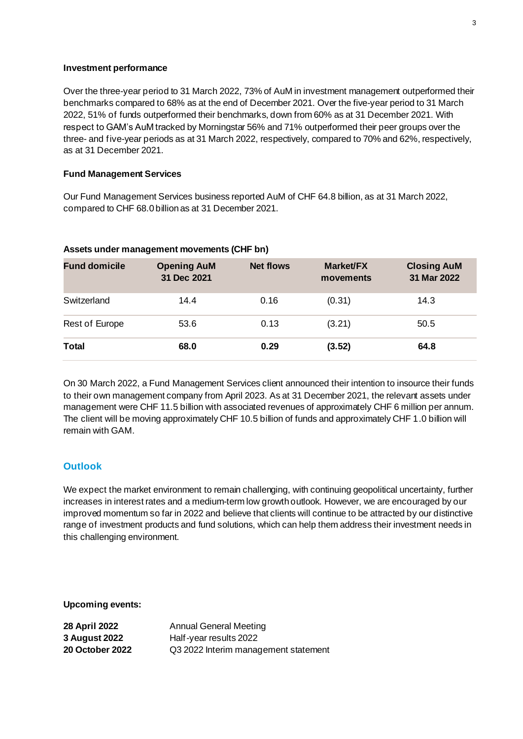**Investment performance**

Over the three-year period to 31 March 2022, 73% of AuM in investment management outperformed their benchmarks compared to 68% as at the end of December 2021. Over the five-year period to 31 March 2022, 51% of funds outperformed their benchmarks, down from 60% as at 31 December 2021. With respect to GAM's AuM tracked by Morningstar 56% and 71% outperformed their peer groups over the three- and five-year periods as at 31 March 2022, respectively, compared to 70% and 62%, respectively, as at 31 December 2021.

**Fund Management Services**

Our Fund Management Services business reported AuM of CHF 64.8 billion, as at 31 March 2022, compared to CHF 68.0 billion as at 31 December 2021.

**Assets under management movements (CHF bn)**

| Fund domicile | Opening AuM 31 Dec 2021 | Net flows | Market/FX movements | Closing AuM 31 Mar 2022 |
|---|---|---|---|---|
| Switzerland | 14.4 | 0.16 | (0.31) | 14.3 |
| Rest of Europe | 53.6 | 0.13 | (3.21) | 50.5 |
| **Total** | **68.0** | **0.29** | **(3.52)** | **64.8** |

On 30 March 2022, a Fund Management Services client announced their intention to insource their funds to their own management company from April 2023. As at 31 December 2021, the relevant assets under management were CHF 11.5 billion with associated revenues of approximately CHF 6 million per annum. The client will be moving approximately CHF 10.5 billion of funds and approximately CHF 1.0 billion will remain with GAM.

## Outlook

We expect the market environment to remain challenging, with continuing geopolitical uncertainty, further increases in interest rates and a medium-term low growth outlook. However, we are encouraged by our improved momentum so far in 2022 and believe that clients will continue to be attracted by our distinctive range of investment products and fund solutions, which can help them address their investment needs in this challenging environment.

**Upcoming events:**

| | |
|---|---|
| **28 April 2022** | Annual General Meeting |
| **3 August 2022** | Half-year results 2022 |
| **20 October 2022** | Q3 2022 Interim management statement |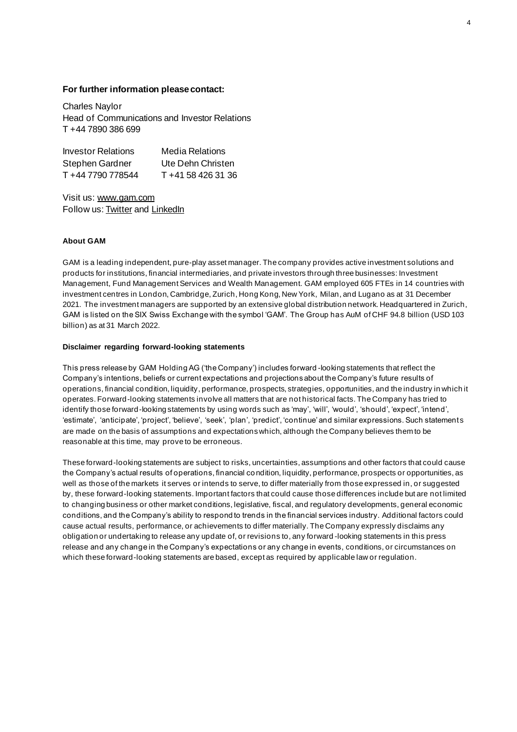**For further information please contact:**

Charles Naylor
Head of Communications and Investor Relations
T +44 7890 386 699

| | |
|---|---|
| Investor Relations | Media Relations |
| Stephen Gardner | Ute Dehn Christen |
| T +44 7790 778544 | T +41 58 426 31 36 |

Visit us: www.gam.com
Follow us: Twitter and LinkedIn

**About GAM**

GAM is a leading independent, pure-play asset manager. The company provides active investment solutions and products for institutions, financial intermediaries, and private investors through three businesses: Investment Management, Fund Management Services and Wealth Management. GAM employed 605 FTEs in 14 countries with investment centres in London, Cambridge, Zurich, Hong Kong, New York, Milan, and Lugano as at 31 December 2021. The investment managers are supported by an extensive global distribution network. Headquartered in Zurich, GAM is listed on the SIX Swiss Exchange with the symbol 'GAM'. The Group has AuM of CHF 94.8 billion (USD 103 billion) as at 31 March 2022.

**Disclaimer regarding forward-looking statements**

This press release by GAM Holding AG ('the Company') includes forward-looking statements that reflect the Company's intentions, beliefs or current expectations and projections about the Company's future results of operations, financial condition, liquidity, performance, prospects, strategies, opportunities, and the industry in which it operates. Forward-looking statements involve all matters that are not historical facts. The Company has tried to identify those forward-looking statements by using words such as 'may', 'will', 'would', 'should', 'expect', 'intend', 'estimate', 'anticipate', 'project', 'believe', 'seek', 'plan', 'predict', 'continue' and similar expressions. Such statements are made on the basis of assumptions and expectations which, although the Company believes them to be reasonable at this time, may prove to be erroneous.

These forward-looking statements are subject to risks, uncertainties, assumptions and other factors that could cause the Company's actual results of operations, financial condition, liquidity, performance, prospects or opportunities, as well as those of the markets it serves or intends to serve, to differ materially from those expressed in, or suggested by, these forward-looking statements. Important factors that could cause those differences include but are not limited to changing business or other market conditions, legislative, fiscal, and regulatory developments, general economic conditions, and the Company's ability to respond to trends in the financial services industry. Additional factors could cause actual results, performance, or achievements to differ materially. The Company expressly disclaims any obligation or undertaking to release any update of, or revisions to, any forward-looking statements in this press release and any change in the Company's expectations or any change in events, conditions, or circumstances on which these forward-looking statements are based, except as required by applicable law or regulation.